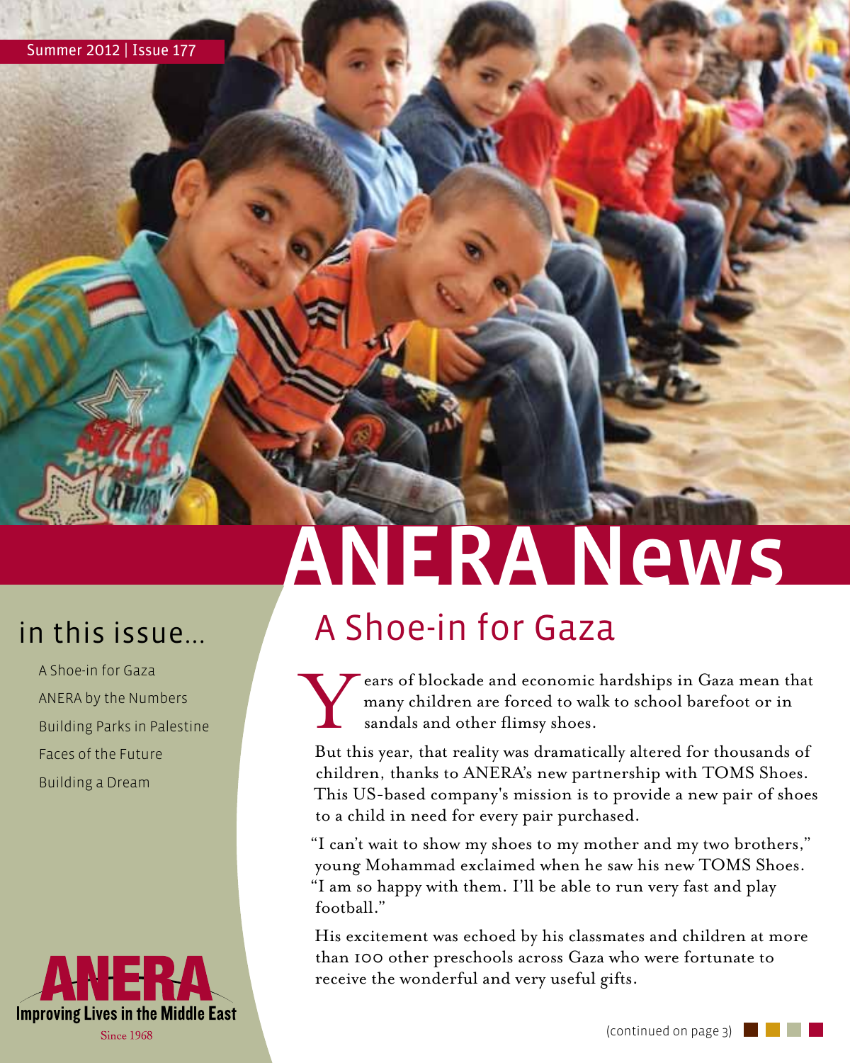Summer 2012 | Issue 177

# ANERA News

## in this issue...

- A Shoe-in for Gaza
- ANERA by the Numbers
- Building Parks in Palestine
- Faces of the Future
- Building a Dream

ANERA
Improving Lives in the Middle East
Since 1968

## A Shoe-in for Gaza

Years of blockade and economic hardships in Gaza mean that many children are forced to walk to school barefoot or in sandals and other flimsy shoes.

But this year, that reality was dramatically altered for thousands of children, thanks to ANERA's new partnership with TOMS Shoes. This US-based company's mission is to provide a new pair of shoes to a child in need for every pair purchased.

"I can't wait to show my shoes to my mother and my two brothers," young Mohammad exclaimed when he saw his new TOMS Shoes. "I am so happy with them. I'll be able to run very fast and play football."

His excitement was echoed by his classmates and children at more than 100 other preschools across Gaza who were fortunate to receive the wonderful and very useful gifts.

(continued on page 3)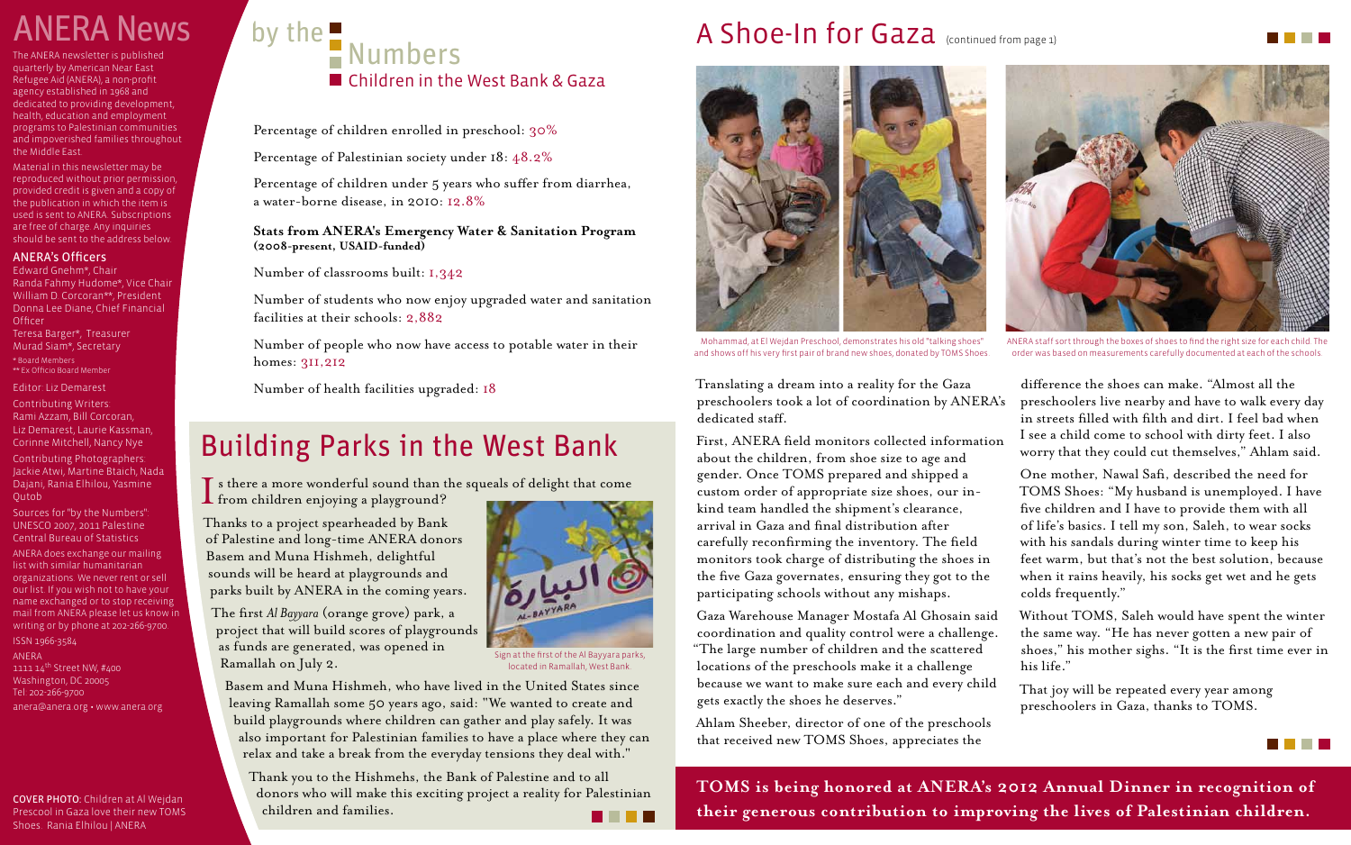# ANERA News

The ANERA newsletter is published quarterly by American Near East Refugee Aid (ANERA), a non-profit agency established in 1968 and dedicated to providing development, health, education and employment programs to Palestinian communities and impoverished families throughout the Middle East.

Material in this newsletter may be reproduced without prior permission, provided credit is given and a copy of the publication in which the item is used is sent to ANERA. Subscriptions are free of charge. Any inquiries should be sent to the address below.

### ANERA's Officers

Edward Gnehm*, Chair
Randa Fahmy Hudome*, Vice Chair
William D. Corcoran**, President
Donna Lee Diane, Chief Financial Officer
Teresa Barger*, Treasurer
Murad Siam*, Secretary

* Board Members
** Ex Officio Board Member

Editor: Liz Demarest

Contributing Writers: Rami Azzam, Bill Corcoran, Liz Demarest, Laurie Kassman, Corinne Mitchell, Nancy Nye

Contributing Photographers: Jackie Atwi, Martine Btaich, Nada Dajani, Rania Elhilou, Yasmine Qutob

Sources for "by the Numbers": UNESCO 2007, 2011 Palestine Central Bureau of Statistics

ANERA does exchange our mailing list with similar humanitarian organizations. We never rent or sell our list. If you wish not to have your name exchanged or to stop receiving mail from ANERA please let us know in writing or by phone at 202-266-9700.

ISSN 1966-3584

ANERA
1111 14th Street NW, #400
Washington, DC 20005
Tel: 202-266-9700
anera@anera.org • www.anera.org

COVER PHOTO: Children at Al Wejdan Prescool in Gaza love their new TOMS Shoes. Rania Elhilou | ANERA

## by the Numbers

### Children in the West Bank & Gaza

Percentage of children enrolled in preschool: 30%

Percentage of Palestinian society under 18: 48.2%

Percentage of children under 5 years who suffer from diarrhea, a water-borne disease, in 2010: 12.8%

**Stats from ANERA's Emergency Water & Sanitation Program (2008-present, USAID-funded)**

Number of classrooms built: 1,342

Number of students who now enjoy upgraded water and sanitation facilities at their schools: 2,882

Number of people who now have access to potable water in their homes: 311,212

Number of health facilities upgraded: 18

## Building Parks in the West Bank

Is there a more wonderful sound than the squeals of delight that come from children enjoying a playground?

Thanks to a project spearheaded by Bank of Palestine and long-time ANERA donors Basem and Muna Hishmeh, delightful sounds will be heard at playgrounds and parks built by ANERA in the coming years.

The first *Al Bayyara* (orange grove) park, a project that will build scores of playgrounds as funds are generated, was opened in Ramallah on July 2.

Sign at the first of the Al Bayyara parks, located in Ramallah, West Bank

Basem and Muna Hishmeh, who have lived in the United States since leaving Ramallah some 50 years ago, said: "We wanted to create and build playgrounds where children can gather and play safely. It was also important for Palestinian families to have a place where they can relax and take a break from the everyday tensions they deal with."

Thank you to the Hishmehs, the Bank of Palestine and to all donors who will make this exciting project a reality for Palestinian children and families.

## A Shoe-In for Gaza (continued from page 1)

Mohammad, at El Wejdan Preschool, demonstrates his old "talking shoes" and shows off his very first pair of brand new shoes, donated by TOMS Shoes

ANERA staff sort through the boxes of shoes to find the right size for each child. The order was based on measurements carefully documented at each of the schools.

Translating a dream into a reality for the Gaza preschoolers took a lot of coordination by ANERA's dedicated staff.

First, ANERA field monitors collected information about the children, from shoe size to age and gender. Once TOMS prepared and shipped a custom order of appropriate size shoes, our in-kind team handled the shipment's clearance, arrival in Gaza and final distribution after carefully reconfirming the inventory. The field monitors took charge of distributing the shoes in the five Gaza governates, ensuring they got to the participating schools without any mishaps.

Gaza Warehouse Manager Mostafa Al Ghosain said coordination and quality control were a challenge. "The large number of children and the scattered locations of the preschools make it a challenge because we want to make sure each and every child gets exactly the shoes he deserves."

Ahlam Sheeber, director of one of the preschools that received new TOMS Shoes, appreciates the difference the shoes can make. "Almost all the preschoolers live nearby and have to walk every day in streets filled with filth and dirt. I feel bad when I see a child come to school with dirty feet. I also worry that they could cut themselves," Ahlam said.

One mother, Nawal Safi, described the need for TOMS Shoes: "My husband is unemployed. I have five children and I have to provide them with all of life's basics. I tell my son, Saleh, to wear socks with his sandals during winter time to keep his feet warm, but that's not the best solution, because when it rains heavily, his socks get wet and he gets colds frequently."

Without TOMS, Saleh would have spent the winter the same way. "He has never gotten a new pair of shoes," his mother sighs. "It is the first time ever in his life."

That joy will be repeated every year among preschoolers in Gaza, thanks to TOMS.

**TOMS is being honored at ANERA's 2012 Annual Dinner in recognition of their generous contribution to improving the lives of Palestinian children.**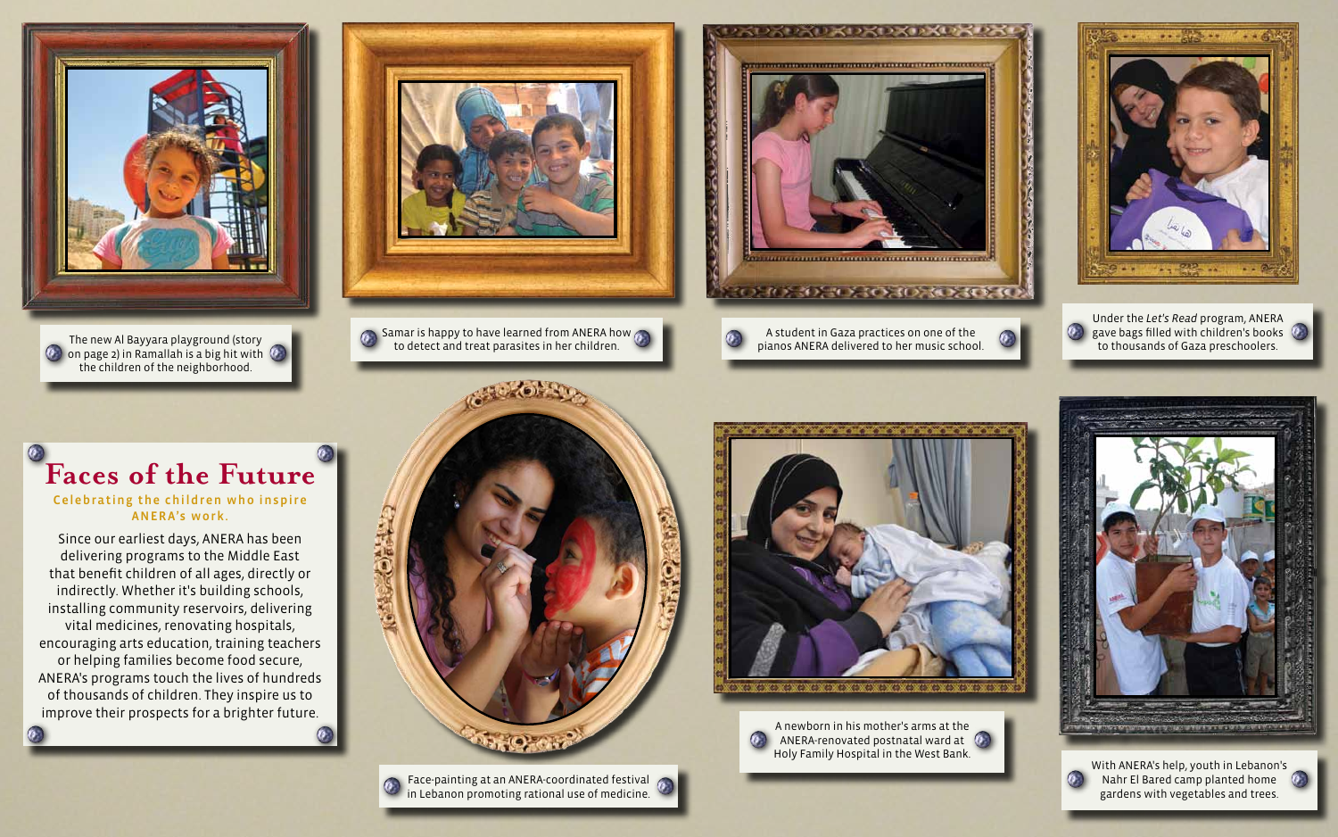# Faces of the Future

**Celebrating the children who inspire ANERA's work.**

Since our earliest days, ANERA has been delivering programs to the Middle East that benefit children of all ages, directly or indirectly. Whether it's building schools, installing community reservoirs, delivering vital medicines, renovating hospitals, encouraging arts education, training teachers or helping families become food secure, ANERA's programs touch the lives of hundreds of thousands of children. They inspire us to improve their prospects for a brighter future.

The new Al Bayyara playground (story on page 2) in Ramallah is a big hit with the children of the neighborhood.

Samar is happy to have learned from ANERA how to detect and treat parasites in her children.

A student in Gaza practices on one of the pianos ANERA delivered to her music school.

Under the *Let's Read* program, ANERA gave bags filled with children's books to thousands of Gaza preschoolers.

Face-painting at an ANERA-coordinated festival in Lebanon promoting rational use of medicine.

A newborn in his mother's arms at the ANERA-renovated postnatal ward at Holy Family Hospital in the West Bank.

With ANERA's help, youth in Lebanon's Nahr El Bared camp planted home gardens with vegetables and trees.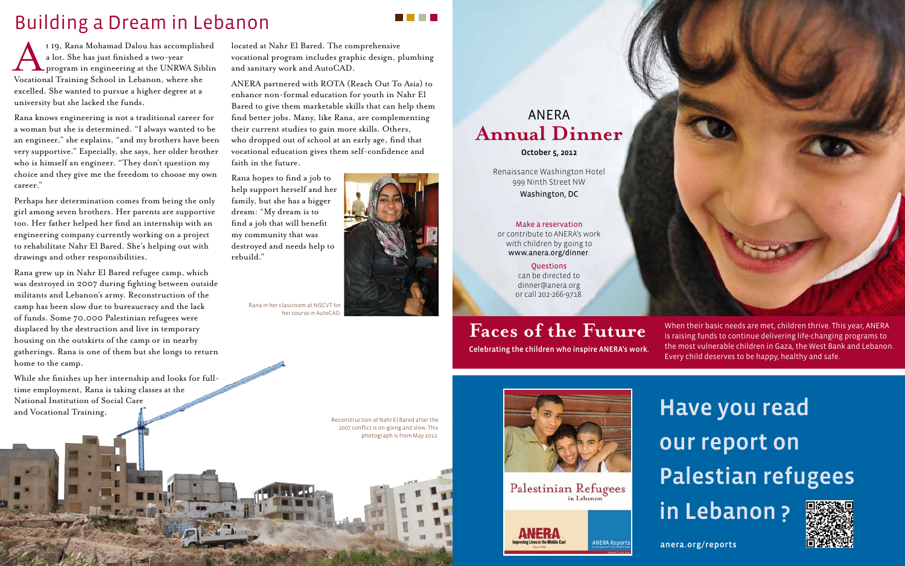# Building a Dream in Lebanon

At 19, Rana Mohamad Dalou has accomplished a lot. She has just finished a two-year program in engineering at the UNRWA Siblin Vocational Training School in Lebanon, where she excelled. She wanted to pursue a higher degree at a university but she lacked the funds.

Rana knows engineering is not a traditional career for a woman but she is determined. "I always wanted to be an engineer," she explains, "and my brothers have been very supportive." Especially, she says, her older brother who is himself an engineer. "They don't question my choice and they give me the freedom to choose my own career."

Perhaps her determination comes from being the only girl among seven brothers. Her parents are supportive too. Her father helped her find an internship with an engineering company currently working on a project to rehabilitate Nahr El Bared. She's helping out with drawings and other responsibilities.

Rana grew up in Nahr El Bared refugee camp, which was destroyed in 2007 during fighting between outside militants and Lebanon's army. Reconstruction of the camp has been slow due to bureaucracy and the lack of funds. Some 70,000 Palestinian refugees were displaced by the destruction and live in temporary housing on the outskirts of the camp or in nearby gatherings. Rana is one of them but she longs to return home to the camp.

While she finishes up her internship and looks for full-time employment, Rana is taking classes at the National Institution of Social Care and Vocational Training, located at Nahr El Bared. The comprehensive vocational program includes graphic design, plumbing and sanitary work and AutoCAD.

ANERA partnered with ROTA (Reach Out To Asia) to enhance non-formal education for youth in Nahr El Bared to give them marketable skills that can help them find better jobs. Many, like Rana, are complementing their current studies to gain more skills. Others, who dropped out of school at an early age, find that vocational education gives them self-confidence and faith in the future.

Rana hopes to find a job to help support herself and her family, but she has a bigger dream: "My dream is to find a job that will benefit my community that was destroyed and needs help to rebuild."

Rana in her classroom at NISCVT for her course in AutoCAD

Reconstruction of Nahr El Bared after the 2007 conflict is on-going and slow. This photograph is from May 2012.

## ANERA Annual Dinner

**October 5, 2012**

Renaissance Washington Hotel
999 Ninth Street NW
Washington, DC

Make a reservation or contribute to ANERA's work with children by going to www.anera.org/dinner.

Questions can be directed to dinner@anera.org or call 202-266-9718.

## Faces of the Future

**Celebrating the children who inspire ANERA's work.**

When their basic needs are met, children thrive. This year, ANERA is raising funds to continue delivering life-changing programs to the most vulnerable children in Gaza, the West Bank and Lebanon. Every child deserves to be happy, healthy and safe.

## Have you read our report on Palestinian refugees in Lebanon?

Palestinian Refugees in Lebanon

anera.org/reports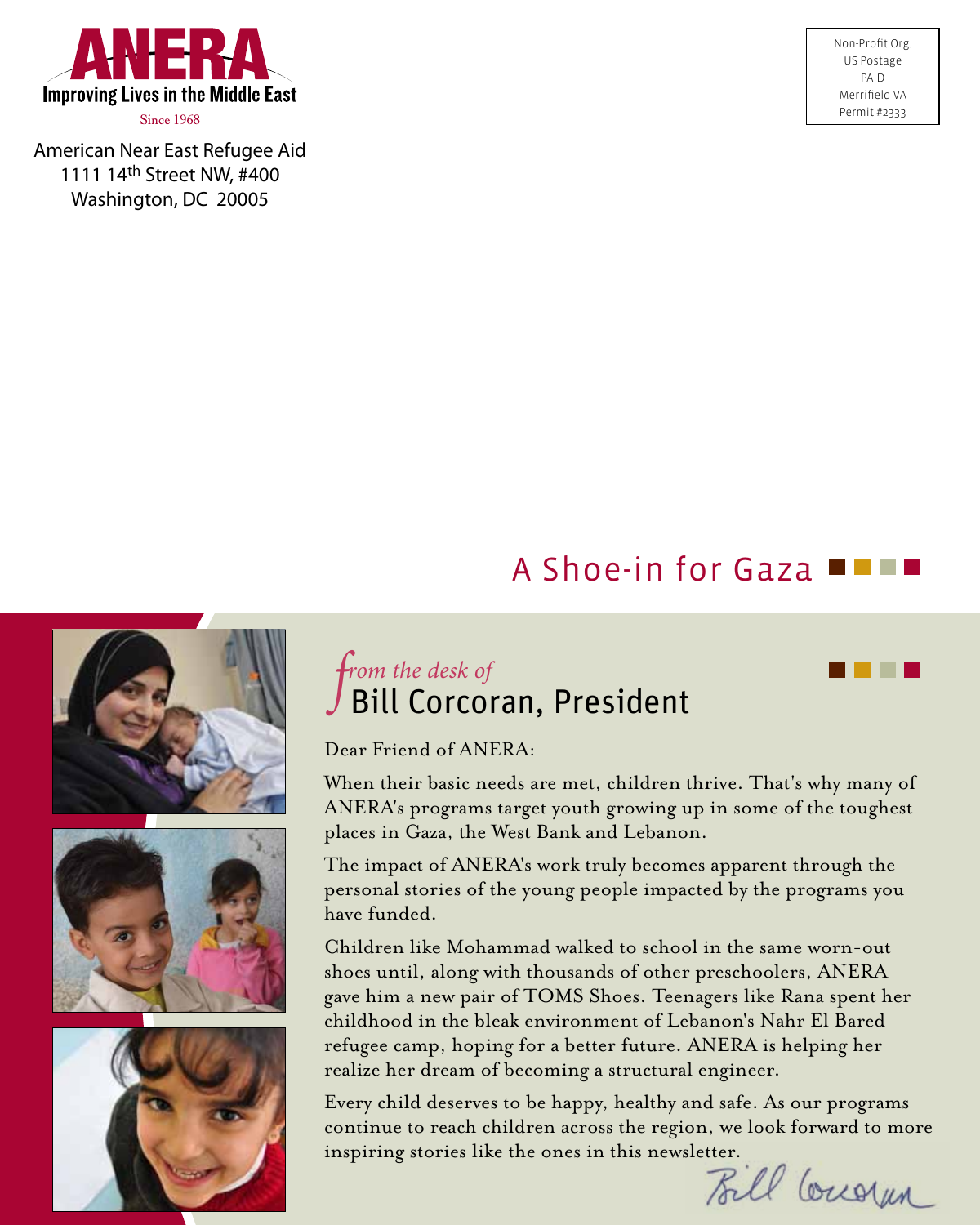ANERA

Improving Lives in the Middle East

Since 1968

American Near East Refugee Aid
1111 14th Street NW, #400
Washington, DC 20005

Non-Profit Org.
US Postage
PAID
Merrifield VA
Permit #2333

# A Shoe-in for Gaza

## *from the desk of* Bill Corcoran, President

Dear Friend of ANERA:

When their basic needs are met, children thrive. That's why many of ANERA's programs target youth growing up in some of the toughest places in Gaza, the West Bank and Lebanon.

The impact of ANERA's work truly becomes apparent through the personal stories of the young people impacted by the programs you have funded.

Children like Mohammad walked to school in the same worn-out shoes until, along with thousands of other preschoolers, ANERA gave him a new pair of TOMS Shoes. Teenagers like Rana spent her childhood in the bleak environment of Lebanon's Nahr El Bared refugee camp, hoping for a better future. ANERA is helping her realize her dream of becoming a structural engineer.

Every child deserves to be happy, healthy and safe. As our programs continue to reach children across the region, we look forward to more inspiring stories like the ones in this newsletter.

Bill Corcoran